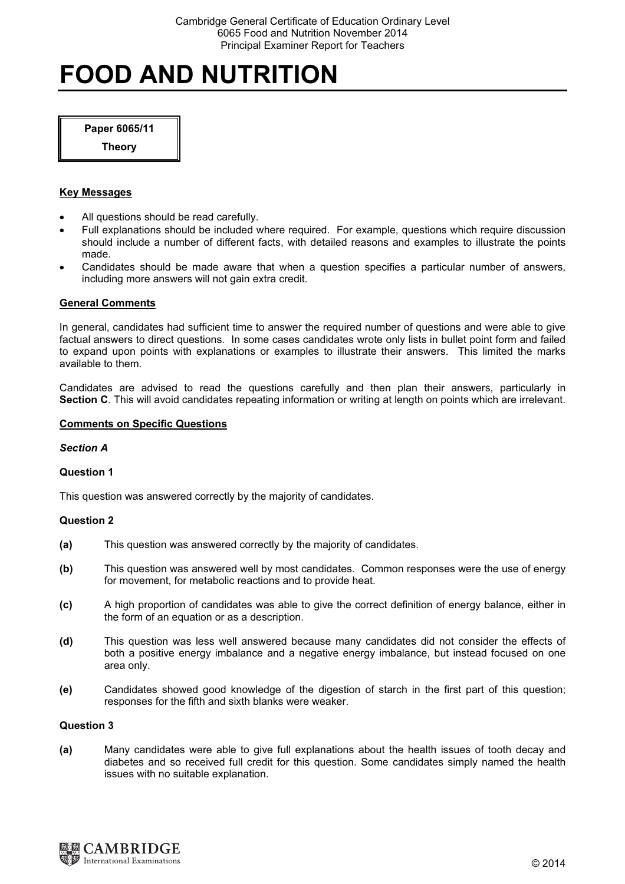# FOOD AND NUTRITION

**Paper 6065/11**

**Theory**

## Key Messages

- All questions should be read carefully.
- Full explanations should be included where required. For example, questions which require discussion should include a number of different facts, with detailed reasons and examples to illustrate the points made.
- Candidates should be made aware that when a question specifies a particular number of answers, including more answers will not gain extra credit.

## General Comments

In general, candidates had sufficient time to answer the required number of questions and were able to give factual answers to direct questions. In some cases candidates wrote only lists in bullet point form and failed to expand upon points with explanations or examples to illustrate their answers. This limited the marks available to them.

Candidates are advised to read the questions carefully and then plan their answers, particularly in **Section C**. This will avoid candidates repeating information or writing at length on points which are irrelevant.

## Comments on Specific Questions

### *Section A*

**Question 1**

This question was answered correctly by the majority of candidates.

**Question 2**

**(a)** This question was answered correctly by the majority of candidates.

**(b)** This question was answered well by most candidates. Common responses were the use of energy for movement, for metabolic reactions and to provide heat.

**(c)** A high proportion of candidates was able to give the correct definition of energy balance, either in the form of an equation or as a description.

**(d)** This question was less well answered because many candidates did not consider the effects of both a positive energy imbalance and a negative energy imbalance, but instead focused on one area only.

**(e)** Candidates showed good knowledge of the digestion of starch in the first part of this question; responses for the fifth and sixth blanks were weaker.

**Question 3**

**(a)** Many candidates were able to give full explanations about the health issues of tooth decay and diabetes and so received full credit for this question. Some candidates simply named the health issues with no suitable explanation.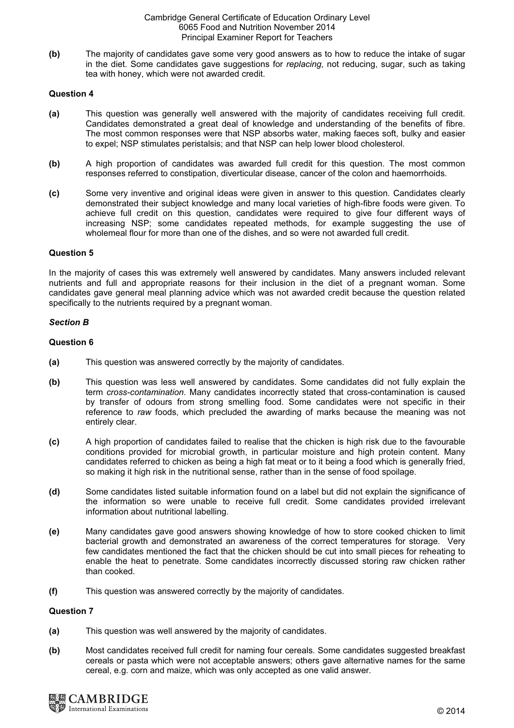**(b)** The majority of candidates gave some very good answers as to how to reduce the intake of sugar in the diet. Some candidates gave suggestions for *replacing*, not reducing, sugar, such as taking tea with honey, which were not awarded credit.

**Question 4**

**(a)** This question was generally well answered with the majority of candidates receiving full credit. Candidates demonstrated a great deal of knowledge and understanding of the benefits of fibre. The most common responses were that NSP absorbs water, making faeces soft, bulky and easier to expel; NSP stimulates peristalsis; and that NSP can help lower blood cholesterol.

**(b)** A high proportion of candidates was awarded full credit for this question. The most common responses referred to constipation, diverticular disease, cancer of the colon and haemorrhoids.

**(c)** Some very inventive and original ideas were given in answer to this question. Candidates clearly demonstrated their subject knowledge and many local varieties of high-fibre foods were given. To achieve full credit on this question, candidates were required to give four different ways of increasing NSP; some candidates repeated methods, for example suggesting the use of wholemeal flour for more than one of the dishes, and so were not awarded full credit.

**Question 5**

In the majority of cases this was extremely well answered by candidates. Many answers included relevant nutrients and full and appropriate reasons for their inclusion in the diet of a pregnant woman. Some candidates gave general meal planning advice which was not awarded credit because the question related specifically to the nutrients required by a pregnant woman.

***Section B***

**Question 6**

**(a)** This question was answered correctly by the majority of candidates.

**(b)** This question was less well answered by candidates. Some candidates did not fully explain the term *cross-contamination*. Many candidates incorrectly stated that cross-contamination is caused by transfer of odours from strong smelling food. Some candidates were not specific in their reference to *raw* foods, which precluded the awarding of marks because the meaning was not entirely clear.

**(c)** A high proportion of candidates failed to realise that the chicken is high risk due to the favourable conditions provided for microbial growth, in particular moisture and high protein content. Many candidates referred to chicken as being a high fat meat or to it being a food which is generally fried, so making it high risk in the nutritional sense, rather than in the sense of food spoilage.

**(d)** Some candidates listed suitable information found on a label but did not explain the significance of the information so were unable to receive full credit. Some candidates provided irrelevant information about nutritional labelling.

**(e)** Many candidates gave good answers showing knowledge of how to store cooked chicken to limit bacterial growth and demonstrated an awareness of the correct temperatures for storage. Very few candidates mentioned the fact that the chicken should be cut into small pieces for reheating to enable the heat to penetrate. Some candidates incorrectly discussed storing raw chicken rather than cooked.

**(f)** This question was answered correctly by the majority of candidates.

**Question 7**

**(a)** This question was well answered by the majority of candidates.

**(b)** Most candidates received full credit for naming four cereals. Some candidates suggested breakfast cereals or pasta which were not acceptable answers; others gave alternative names for the same cereal, e.g. corn and maize, which was only accepted as one valid answer.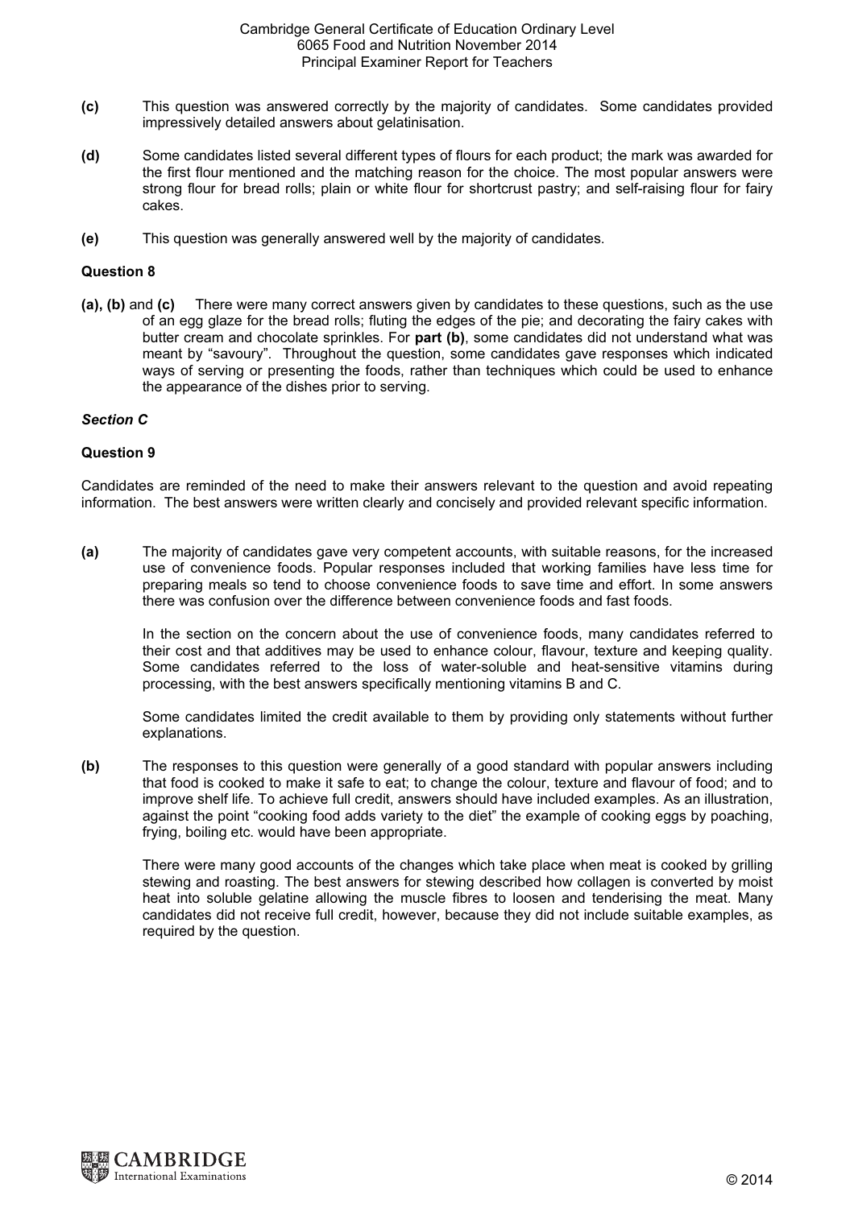**(c)** This question was answered correctly by the majority of candidates. Some candidates provided impressively detailed answers about gelatinisation.

**(d)** Some candidates listed several different types of flours for each product; the mark was awarded for the first flour mentioned and the matching reason for the choice. The most popular answers were strong flour for bread rolls; plain or white flour for shortcrust pastry; and self-raising flour for fairy cakes.

**(e)** This question was generally answered well by the majority of candidates.

### Question 8

**(a), (b)** and **(c)** There were many correct answers given by candidates to these questions, such as the use of an egg glaze for the bread rolls; fluting the edges of the pie; and decorating the fairy cakes with butter cream and chocolate sprinkles. For **part (b)**, some candidates did not understand what was meant by "savoury". Throughout the question, some candidates gave responses which indicated ways of serving or presenting the foods, rather than techniques which could be used to enhance the appearance of the dishes prior to serving.

## *Section C*

### Question 9

Candidates are reminded of the need to make their answers relevant to the question and avoid repeating information. The best answers were written clearly and concisely and provided relevant specific information.

**(a)** The majority of candidates gave very competent accounts, with suitable reasons, for the increased use of convenience foods. Popular responses included that working families have less time for preparing meals so tend to choose convenience foods to save time and effort. In some answers there was confusion over the difference between convenience foods and fast foods.

In the section on the concern about the use of convenience foods, many candidates referred to their cost and that additives may be used to enhance colour, flavour, texture and keeping quality. Some candidates referred to the loss of water-soluble and heat-sensitive vitamins during processing, with the best answers specifically mentioning vitamins B and C.

Some candidates limited the credit available to them by providing only statements without further explanations.

**(b)** The responses to this question were generally of a good standard with popular answers including that food is cooked to make it safe to eat; to change the colour, texture and flavour of food; and to improve shelf life. To achieve full credit, answers should have included examples. As an illustration, against the point "cooking food adds variety to the diet" the example of cooking eggs by poaching, frying, boiling etc. would have been appropriate.

There were many good accounts of the changes which take place when meat is cooked by grilling stewing and roasting. The best answers for stewing described how collagen is converted by moist heat into soluble gelatine allowing the muscle fibres to loosen and tenderising the meat. Many candidates did not receive full credit, however, because they did not include suitable examples, as required by the question.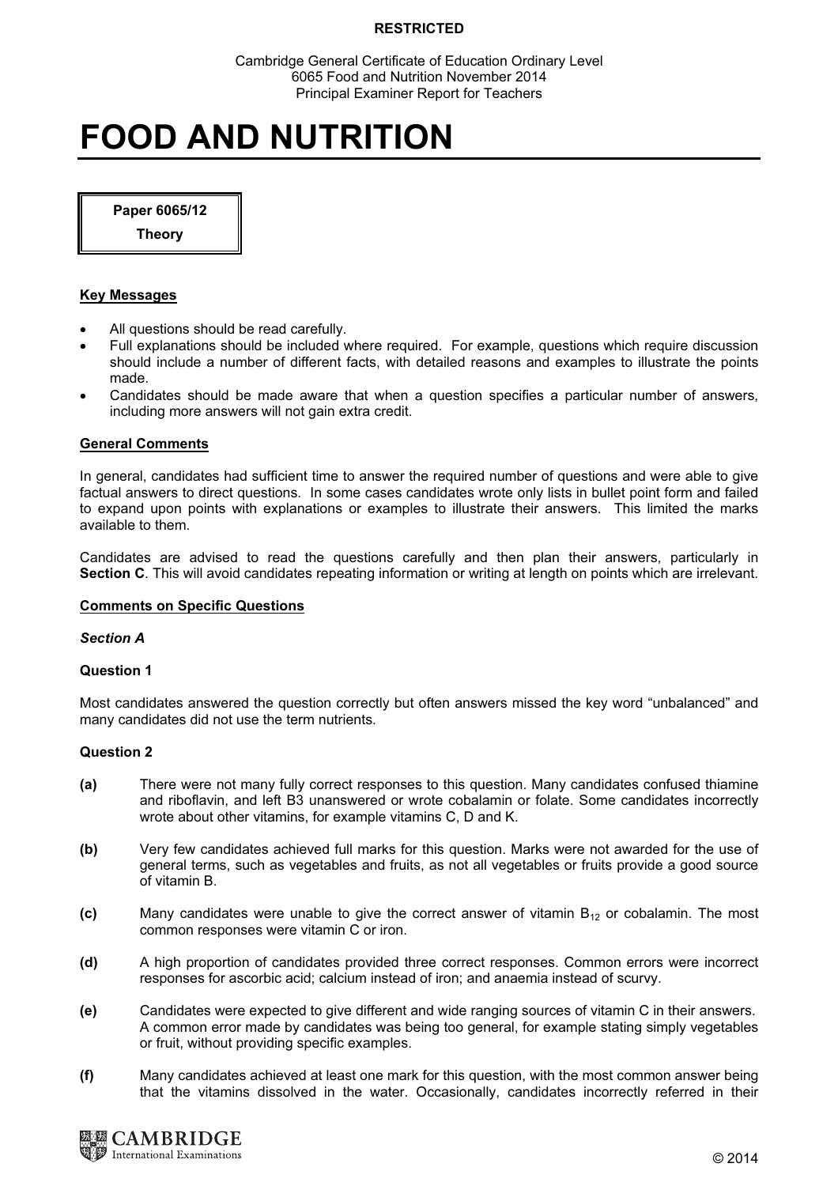# FOOD AND NUTRITION

**Paper 6065/12**

**Theory**

## Key Messages

- All questions should be read carefully.
- Full explanations should be included where required. For example, questions which require discussion should include a number of different facts, with detailed reasons and examples to illustrate the points made.
- Candidates should be made aware that when a question specifies a particular number of answers, including more answers will not gain extra credit.

## General Comments

In general, candidates had sufficient time to answer the required number of questions and were able to give factual answers to direct questions. In some cases candidates wrote only lists in bullet point form and failed to expand upon points with explanations or examples to illustrate their answers. This limited the marks available to them.

Candidates are advised to read the questions carefully and then plan their answers, particularly in **Section C**. This will avoid candidates repeating information or writing at length on points which are irrelevant.

## Comments on Specific Questions

### *Section A*

**Question 1**

Most candidates answered the question correctly but often answers missed the key word "unbalanced" and many candidates did not use the term nutrients.

**Question 2**

**(a)** There were not many fully correct responses to this question. Many candidates confused thiamine and riboflavin, and left B3 unanswered or wrote cobalamin or folate. Some candidates incorrectly wrote about other vitamins, for example vitamins C, D and K.

**(b)** Very few candidates achieved full marks for this question. Marks were not awarded for the use of general terms, such as vegetables and fruits, as not all vegetables or fruits provide a good source of vitamin B.

**(c)** Many candidates were unable to give the correct answer of vitamin $B_{12}$ or cobalamin. The most common responses were vitamin C or iron.

**(d)** A high proportion of candidates provided three correct responses. Common errors were incorrect responses for ascorbic acid; calcium instead of iron; and anaemia instead of scurvy.

**(e)** Candidates were expected to give different and wide ranging sources of vitamin C in their answers. A common error made by candidates was being too general, for example stating simply vegetables or fruit, without providing specific examples.

**(f)** Many candidates achieved at least one mark for this question, with the most common answer being that the vitamins dissolved in the water. Occasionally, candidates incorrectly referred in their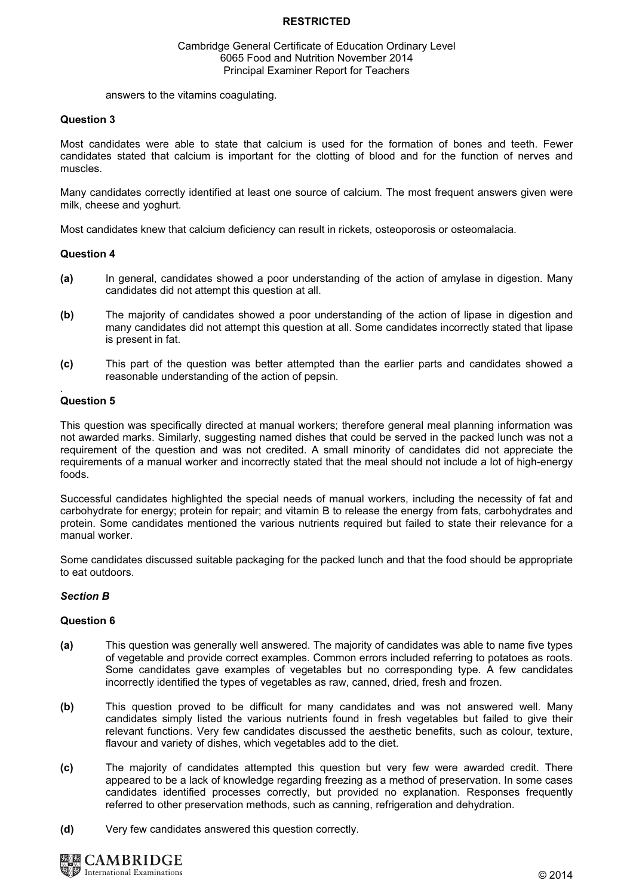answers to the vitamins coagulating.

### Question 3

Most candidates were able to state that calcium is used for the formation of bones and teeth. Fewer candidates stated that calcium is important for the clotting of blood and for the function of nerves and muscles.

Many candidates correctly identified at least one source of calcium. The most frequent answers given were milk, cheese and yoghurt.

Most candidates knew that calcium deficiency can result in rickets, osteoporosis or osteomalacia.

### Question 4

**(a)** In general, candidates showed a poor understanding of the action of amylase in digestion. Many candidates did not attempt this question at all.

**(b)** The majority of candidates showed a poor understanding of the action of lipase in digestion and many candidates did not attempt this question at all. Some candidates incorrectly stated that lipase is present in fat.

**(c)** This part of the question was better attempted than the earlier parts and candidates showed a reasonable understanding of the action of pepsin.

### Question 5

This question was specifically directed at manual workers; therefore general meal planning information was not awarded marks. Similarly, suggesting named dishes that could be served in the packed lunch was not a requirement of the question and was not credited. A small minority of candidates did not appreciate the requirements of a manual worker and incorrectly stated that the meal should not include a lot of high-energy foods.

Successful candidates highlighted the special needs of manual workers, including the necessity of fat and carbohydrate for energy; protein for repair; and vitamin B to release the energy from fats, carbohydrates and protein. Some candidates mentioned the various nutrients required but failed to state their relevance for a manual worker.

Some candidates discussed suitable packaging for the packed lunch and that the food should be appropriate to eat outdoors.

## *Section B*

### Question 6

**(a)** This question was generally well answered. The majority of candidates was able to name five types of vegetable and provide correct examples. Common errors included referring to potatoes as roots. Some candidates gave examples of vegetables but no corresponding type. A few candidates incorrectly identified the types of vegetables as raw, canned, dried, fresh and frozen.

**(b)** This question proved to be difficult for many candidates and was not answered well. Many candidates simply listed the various nutrients found in fresh vegetables but failed to give their relevant functions. Very few candidates discussed the aesthetic benefits, such as colour, texture, flavour and variety of dishes, which vegetables add to the diet.

**(c)** The majority of candidates attempted this question but very few were awarded credit. There appeared to be a lack of knowledge regarding freezing as a method of preservation. In some cases candidates identified processes correctly, but provided no explanation. Responses frequently referred to other preservation methods, such as canning, refrigeration and dehydration.

**(d)** Very few candidates answered this question correctly.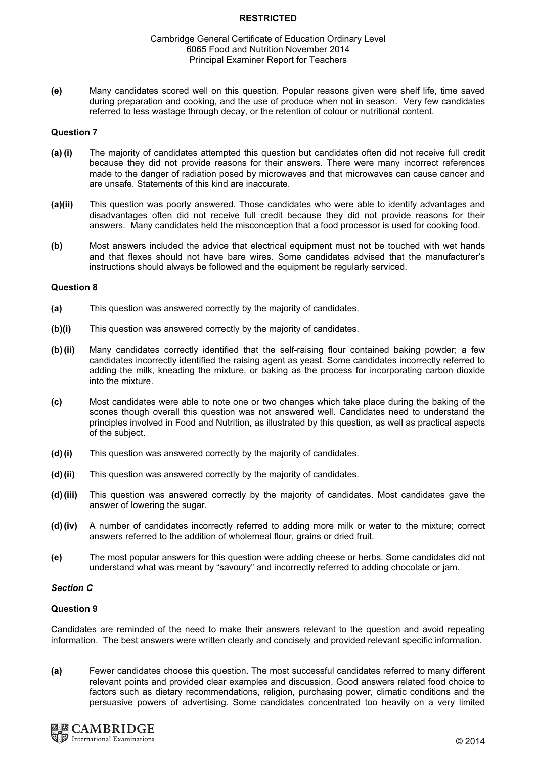**(e)** Many candidates scored well on this question. Popular reasons given were shelf life, time saved during preparation and cooking, and the use of produce when not in season. Very few candidates referred to less wastage through decay, or the retention of colour or nutritional content.

### Question 7

**(a) (i)** The majority of candidates attempted this question but candidates often did not receive full credit because they did not provide reasons for their answers. There were many incorrect references made to the danger of radiation posed by microwaves and that microwaves can cause cancer and are unsafe. Statements of this kind are inaccurate.

**(a)(ii)** This question was poorly answered. Those candidates who were able to identify advantages and disadvantages often did not receive full credit because they did not provide reasons for their answers. Many candidates held the misconception that a food processor is used for cooking food.

**(b)** Most answers included the advice that electrical equipment must not be touched with wet hands and that flexes should not have bare wires. Some candidates advised that the manufacturer's instructions should always be followed and the equipment be regularly serviced.

### Question 8

**(a)** This question was answered correctly by the majority of candidates.

**(b)(i)** This question was answered correctly by the majority of candidates.

**(b) (ii)** Many candidates correctly identified that the self-raising flour contained baking powder; a few candidates incorrectly identified the raising agent as yeast. Some candidates incorrectly referred to adding the milk, kneading the mixture, or baking as the process for incorporating carbon dioxide into the mixture.

**(c)** Most candidates were able to note one or two changes which take place during the baking of the scones though overall this question was not answered well. Candidates need to understand the principles involved in Food and Nutrition, as illustrated by this question, as well as practical aspects of the subject.

**(d) (i)** This question was answered correctly by the majority of candidates.

**(d) (ii)** This question was answered correctly by the majority of candidates.

**(d) (iii)** This question was answered correctly by the majority of candidates. Most candidates gave the answer of lowering the sugar.

**(d) (iv)** A number of candidates incorrectly referred to adding more milk or water to the mixture; correct answers referred to the addition of wholemeal flour, grains or dried fruit.

**(e)** The most popular answers for this question were adding cheese or herbs. Some candidates did not understand what was meant by "savoury" and incorrectly referred to adding chocolate or jam.

## *Section C*

### Question 9

Candidates are reminded of the need to make their answers relevant to the question and avoid repeating information. The best answers were written clearly and concisely and provided relevant specific information.

**(a)** Fewer candidates choose this question. The most successful candidates referred to many different relevant points and provided clear examples and discussion. Good answers related food choice to factors such as dietary recommendations, religion, purchasing power, climatic conditions and the persuasive powers of advertising. Some candidates concentrated too heavily on a very limited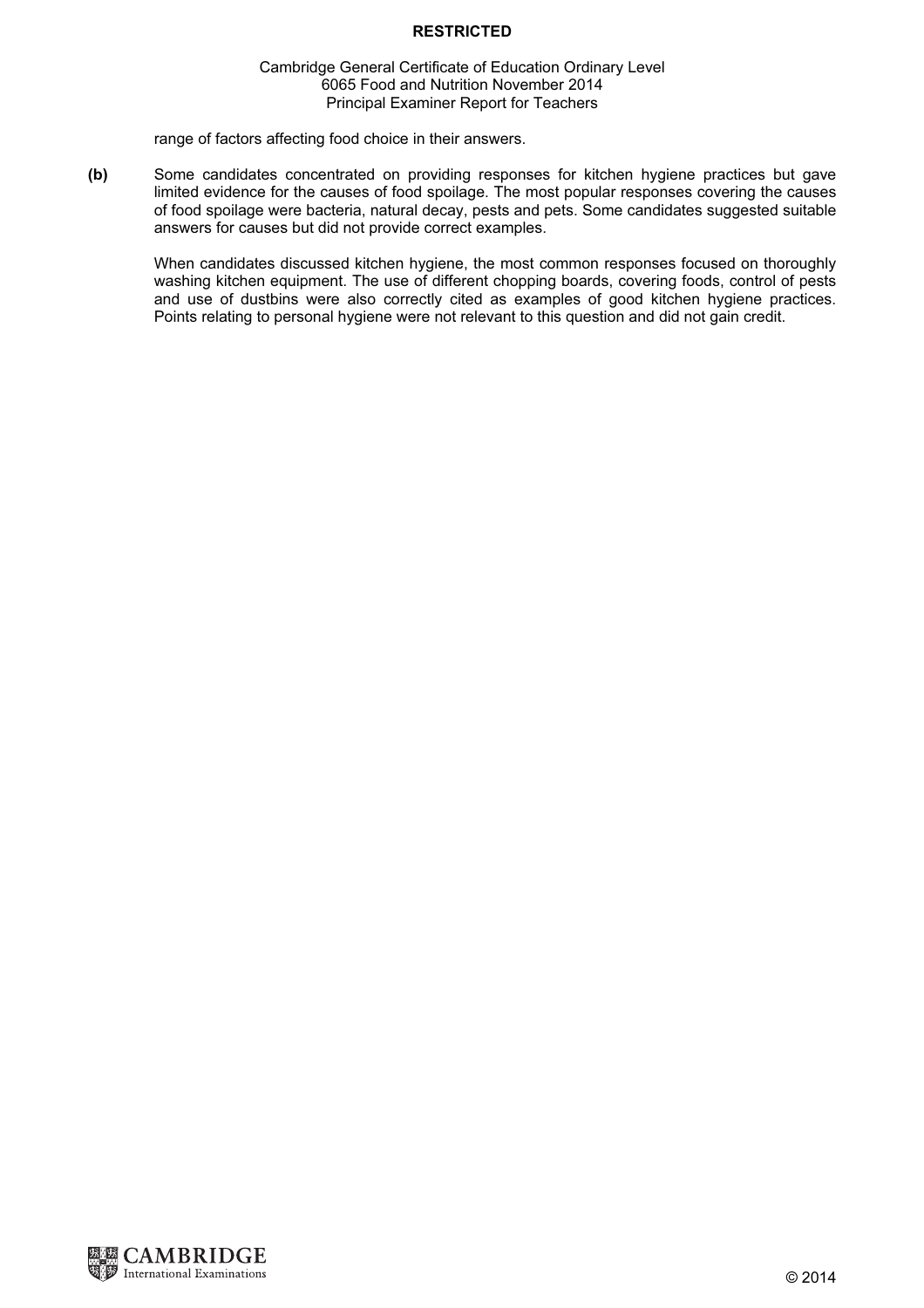range of factors affecting food choice in their answers.

**(b)** Some candidates concentrated on providing responses for kitchen hygiene practices but gave limited evidence for the causes of food spoilage. The most popular responses covering the causes of food spoilage were bacteria, natural decay, pests and pets. Some candidates suggested suitable answers for causes but did not provide correct examples.

When candidates discussed kitchen hygiene, the most common responses focused on thoroughly washing kitchen equipment. The use of different chopping boards, covering foods, control of pests and use of dustbins were also correctly cited as examples of good kitchen hygiene practices. Points relating to personal hygiene were not relevant to this question and did not gain credit.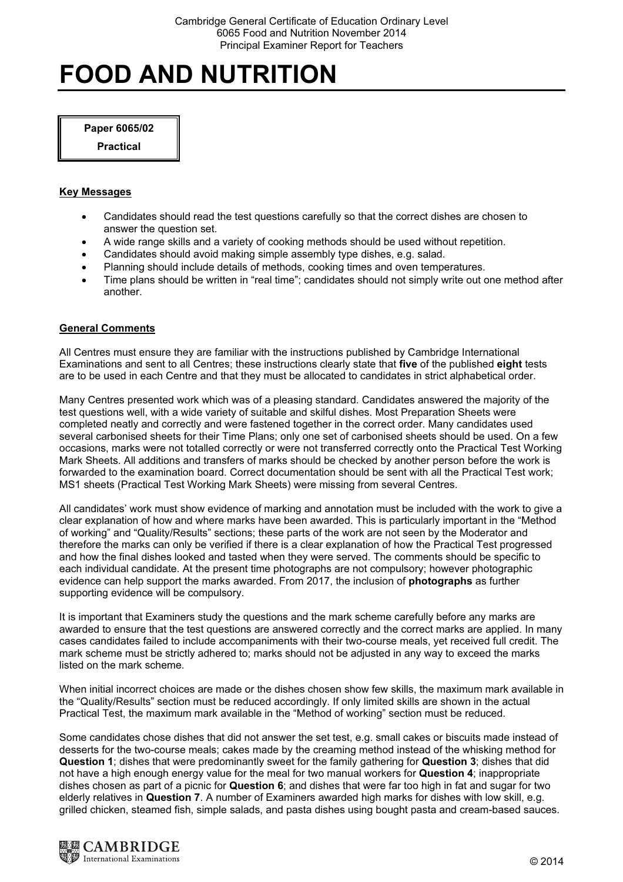# FOOD AND NUTRITION

**Paper 6065/02**

**Practical**

**Key Messages**

- Candidates should read the test questions carefully so that the correct dishes are chosen to answer the question set.
- A wide range skills and a variety of cooking methods should be used without repetition.
- Candidates should avoid making simple assembly type dishes, e.g. salad.
- Planning should include details of methods, cooking times and oven temperatures.
- Time plans should be written in "real time"; candidates should not simply write out one method after another.

**General Comments**

All Centres must ensure they are familiar with the instructions published by Cambridge International Examinations and sent to all Centres; these instructions clearly state that **five** of the published **eight** tests are to be used in each Centre and that they must be allocated to candidates in strict alphabetical order.

Many Centres presented work which was of a pleasing standard. Candidates answered the majority of the test questions well, with a wide variety of suitable and skilful dishes. Most Preparation Sheets were completed neatly and correctly and were fastened together in the correct order. Many candidates used several carbonised sheets for their Time Plans; only one set of carbonised sheets should be used. On a few occasions, marks were not totalled correctly or were not transferred correctly onto the Practical Test Working Mark Sheets. All additions and transfers of marks should be checked by another person before the work is forwarded to the examination board. Correct documentation should be sent with all the Practical Test work; MS1 sheets (Practical Test Working Mark Sheets) were missing from several Centres.

All candidates' work must show evidence of marking and annotation must be included with the work to give a clear explanation of how and where marks have been awarded. This is particularly important in the "Method of working" and "Quality/Results" sections; these parts of the work are not seen by the Moderator and therefore the marks can only be verified if there is a clear explanation of how the Practical Test progressed and how the final dishes looked and tasted when they were served. The comments should be specific to each individual candidate. At the present time photographs are not compulsory; however photographic evidence can help support the marks awarded. From 2017, the inclusion of **photographs** as further supporting evidence will be compulsory.

It is important that Examiners study the questions and the mark scheme carefully before any marks are awarded to ensure that the test questions are answered correctly and the correct marks are applied. In many cases candidates failed to include accompaniments with their two-course meals, yet received full credit. The mark scheme must be strictly adhered to; marks should not be adjusted in any way to exceed the marks listed on the mark scheme.

When initial incorrect choices are made or the dishes chosen show few skills, the maximum mark available in the "Quality/Results" section must be reduced accordingly. If only limited skills are shown in the actual Practical Test, the maximum mark available in the "Method of working" section must be reduced.

Some candidates chose dishes that did not answer the set test, e.g. small cakes or biscuits made instead of desserts for the two-course meals; cakes made by the creaming method instead of the whisking method for **Question 1**; dishes that were predominantly sweet for the family gathering for **Question 3**; dishes that did not have a high enough energy value for the meal for two manual workers for **Question 4**; inappropriate dishes chosen as part of a picnic for **Question 6**; and dishes that were far too high in fat and sugar for two elderly relatives in **Question 7**. A number of Examiners awarded high marks for dishes with low skill, e.g. grilled chicken, steamed fish, simple salads, and pasta dishes using bought pasta and cream-based sauces.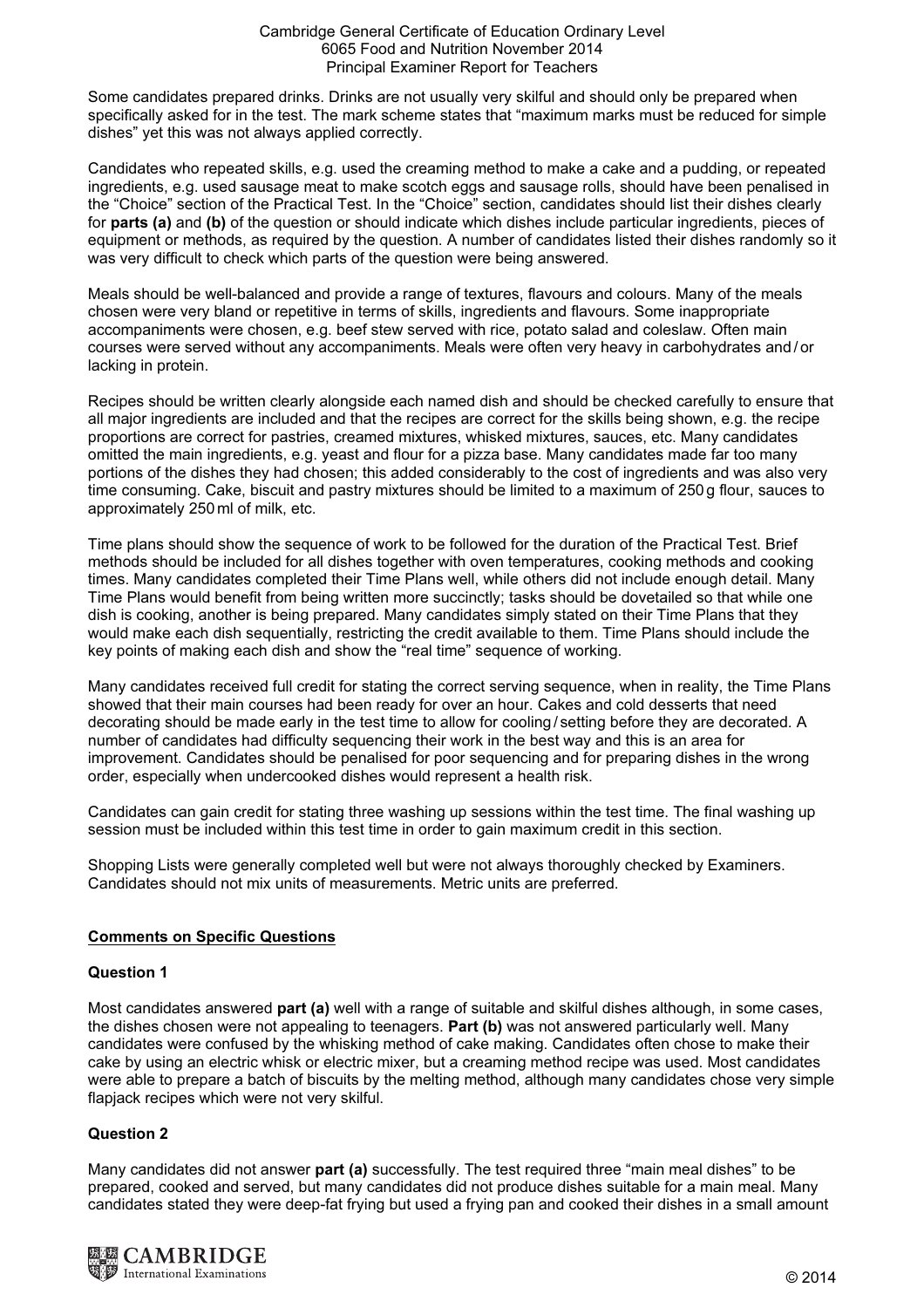Some candidates prepared drinks. Drinks are not usually very skilful and should only be prepared when specifically asked for in the test. The mark scheme states that "maximum marks must be reduced for simple dishes" yet this was not always applied correctly.

Candidates who repeated skills, e.g. used the creaming method to make a cake and a pudding, or repeated ingredients, e.g. used sausage meat to make scotch eggs and sausage rolls, should have been penalised in the "Choice" section of the Practical Test. In the "Choice" section, candidates should list their dishes clearly for **parts (a)** and **(b)** of the question or should indicate which dishes include particular ingredients, pieces of equipment or methods, as required by the question. A number of candidates listed their dishes randomly so it was very difficult to check which parts of the question were being answered.

Meals should be well-balanced and provide a range of textures, flavours and colours. Many of the meals chosen were very bland or repetitive in terms of skills, ingredients and flavours. Some inappropriate accompaniments were chosen, e.g. beef stew served with rice, potato salad and coleslaw. Often main courses were served without any accompaniments. Meals were often very heavy in carbohydrates and / or lacking in protein.

Recipes should be written clearly alongside each named dish and should be checked carefully to ensure that all major ingredients are included and that the recipes are correct for the skills being shown, e.g. the recipe proportions are correct for pastries, creamed mixtures, whisked mixtures, sauces, etc. Many candidates omitted the main ingredients, e.g. yeast and flour for a pizza base. Many candidates made far too many portions of the dishes they had chosen; this added considerably to the cost of ingredients and was also very time consuming. Cake, biscuit and pastry mixtures should be limited to a maximum of 250 g flour, sauces to approximately 250 ml of milk, etc.

Time plans should show the sequence of work to be followed for the duration of the Practical Test. Brief methods should be included for all dishes together with oven temperatures, cooking methods and cooking times. Many candidates completed their Time Plans well, while others did not include enough detail. Many Time Plans would benefit from being written more succinctly; tasks should be dovetailed so that while one dish is cooking, another is being prepared. Many candidates simply stated on their Time Plans that they would make each dish sequentially, restricting the credit available to them. Time Plans should include the key points of making each dish and show the "real time" sequence of working.

Many candidates received full credit for stating the correct serving sequence, when in reality, the Time Plans showed that their main courses had been ready for over an hour. Cakes and cold desserts that need decorating should be made early in the test time to allow for cooling / setting before they are decorated. A number of candidates had difficulty sequencing their work in the best way and this is an area for improvement. Candidates should be penalised for poor sequencing and for preparing dishes in the wrong order, especially when undercooked dishes would represent a health risk.

Candidates can gain credit for stating three washing up sessions within the test time. The final washing up session must be included within this test time in order to gain maximum credit in this section.

Shopping Lists were generally completed well but were not always thoroughly checked by Examiners. Candidates should not mix units of measurements. Metric units are preferred.

## Comments on Specific Questions

### Question 1

Most candidates answered **part (a)** well with a range of suitable and skilful dishes although, in some cases, the dishes chosen were not appealing to teenagers. **Part (b)** was not answered particularly well. Many candidates were confused by the whisking method of cake making. Candidates often chose to make their cake by using an electric whisk or electric mixer, but a creaming method recipe was used. Most candidates were able to prepare a batch of biscuits by the melting method, although many candidates chose very simple flapjack recipes which were not very skilful.

### Question 2

Many candidates did not answer **part (a)** successfully. The test required three "main meal dishes" to be prepared, cooked and served, but many candidates did not produce dishes suitable for a main meal. Many candidates stated they were deep-fat frying but used a frying pan and cooked their dishes in a small amount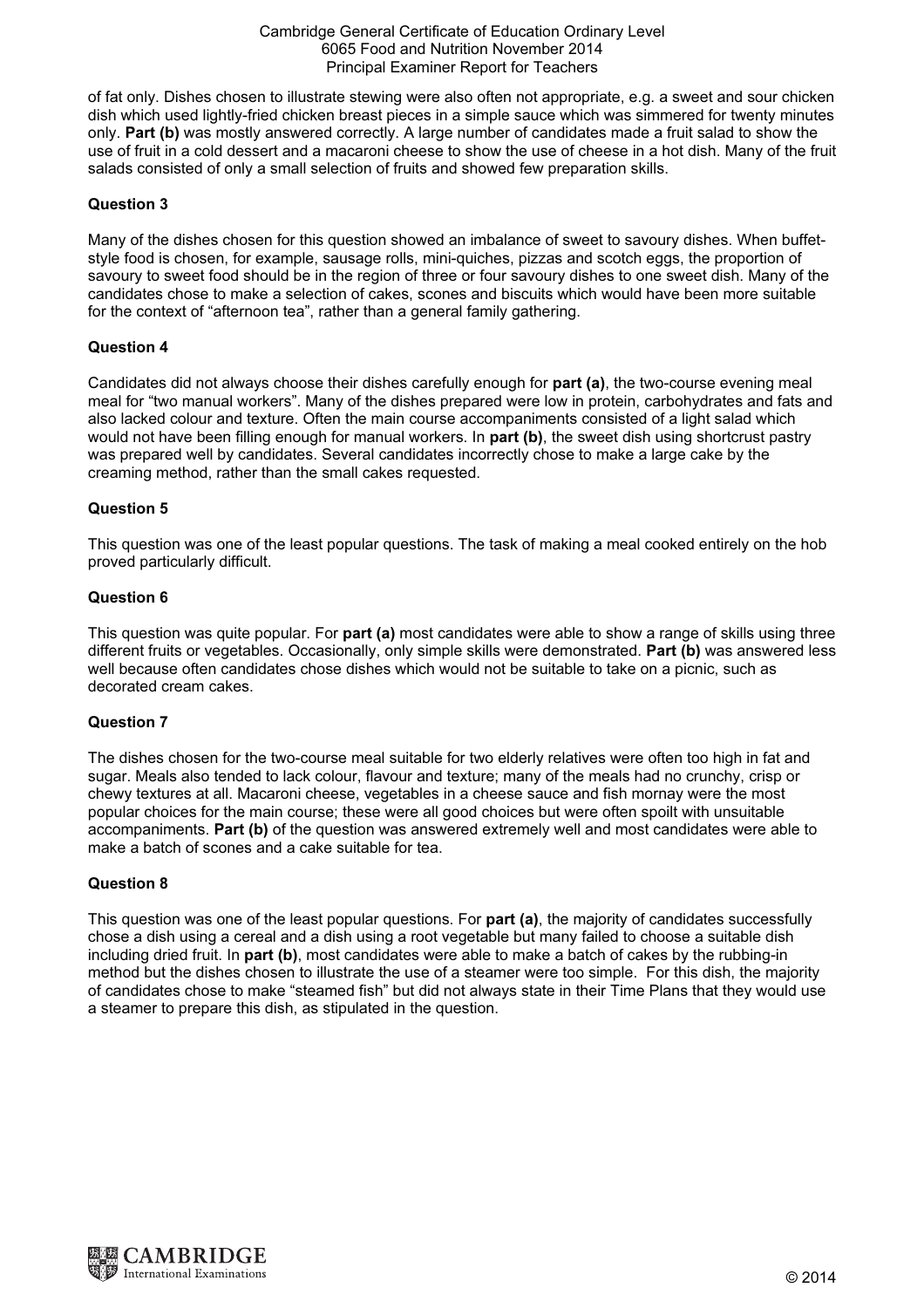of fat only. Dishes chosen to illustrate stewing were also often not appropriate, e.g. a sweet and sour chicken dish which used lightly-fried chicken breast pieces in a simple sauce which was simmered for twenty minutes only. **Part (b)** was mostly answered correctly. A large number of candidates made a fruit salad to show the use of fruit in a cold dessert and a macaroni cheese to show the use of cheese in a hot dish. Many of the fruit salads consisted of only a small selection of fruits and showed few preparation skills.

### Question 3

Many of the dishes chosen for this question showed an imbalance of sweet to savoury dishes. When buffet-style food is chosen, for example, sausage rolls, mini-quiches, pizzas and scotch eggs, the proportion of savoury to sweet food should be in the region of three or four savoury dishes to one sweet dish. Many of the candidates chose to make a selection of cakes, scones and biscuits which would have been more suitable for the context of "afternoon tea", rather than a general family gathering.

### Question 4

Candidates did not always choose their dishes carefully enough for **part (a)**, the two-course evening meal meal for "two manual workers". Many of the dishes prepared were low in protein, carbohydrates and fats and also lacked colour and texture. Often the main course accompaniments consisted of a light salad which would not have been filling enough for manual workers. In **part (b)**, the sweet dish using shortcrust pastry was prepared well by candidates. Several candidates incorrectly chose to make a large cake by the creaming method, rather than the small cakes requested.

### Question 5

This question was one of the least popular questions. The task of making a meal cooked entirely on the hob proved particularly difficult.

### Question 6

This question was quite popular. For **part (a)** most candidates were able to show a range of skills using three different fruits or vegetables. Occasionally, only simple skills were demonstrated. **Part (b)** was answered less well because often candidates chose dishes which would not be suitable to take on a picnic, such as decorated cream cakes.

### Question 7

The dishes chosen for the two-course meal suitable for two elderly relatives were often too high in fat and sugar. Meals also tended to lack colour, flavour and texture; many of the meals had no crunchy, crisp or chewy textures at all. Macaroni cheese, vegetables in a cheese sauce and fish mornay were the most popular choices for the main course; these were all good choices but were often spoilt with unsuitable accompaniments. **Part (b)** of the question was answered extremely well and most candidates were able to make a batch of scones and a cake suitable for tea.

### Question 8

This question was one of the least popular questions. For **part (a)**, the majority of candidates successfully chose a dish using a cereal and a dish using a root vegetable but many failed to choose a suitable dish including dried fruit. In **part (b)**, most candidates were able to make a batch of cakes by the rubbing-in method but the dishes chosen to illustrate the use of a steamer were too simple. For this dish, the majority of candidates chose to make "steamed fish" but did not always state in their Time Plans that they would use a steamer to prepare this dish, as stipulated in the question.